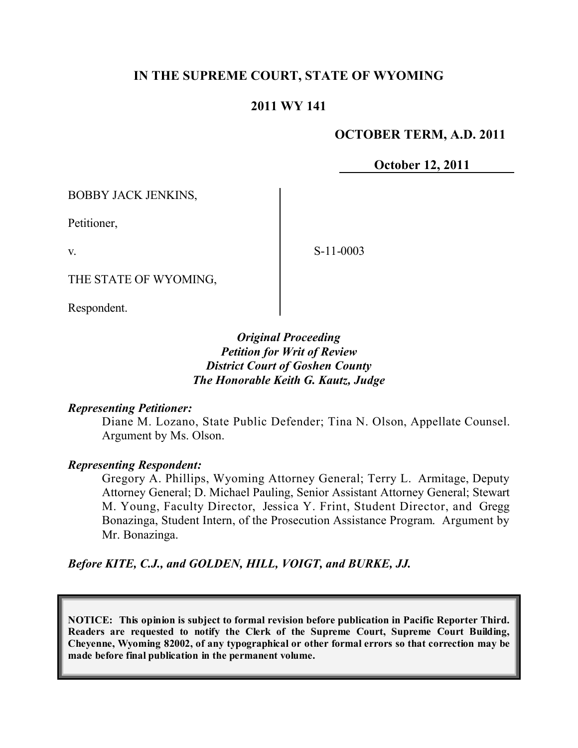# IN THE SUPREME COURT, STATE OF WYOMING

## 2011 WY 141

**OCTOBER TERM, A.D. 2011**

**October 12, 2011**

BOBBY JACK JENKINS,

Petitioner,

v.

THE STATE OF WYOMING,

Respondent.

S-11-0003

*Original Proceeding*
*Petition for Writ of Review*
*District Court of Goshen County*
*The Honorable Keith G. Kautz, Judge*

***Representing Petitioner:***

Diane M. Lozano, State Public Defender; Tina N. Olson, Appellate Counsel. Argument by Ms. Olson.

***Representing Respondent:***

Gregory A. Phillips, Wyoming Attorney General; Terry L. Armitage, Deputy Attorney General; D. Michael Pauling, Senior Assistant Attorney General; Stewart M. Young, Faculty Director, Jessica Y. Frint, Student Director, and Gregg Bonazinga, Student Intern, of the Prosecution Assistance Program. Argument by Mr. Bonazinga.

***Before KITE, C.J., and GOLDEN, HILL, VOIGT, and BURKE, JJ.***

**NOTICE: This opinion is subject to formal revision before publication in Pacific Reporter Third. Readers are requested to notify the Clerk of the Supreme Court, Supreme Court Building, Cheyenne, Wyoming 82002, of any typographical or other formal errors so that correction may be made before final publication in the permanent volume.**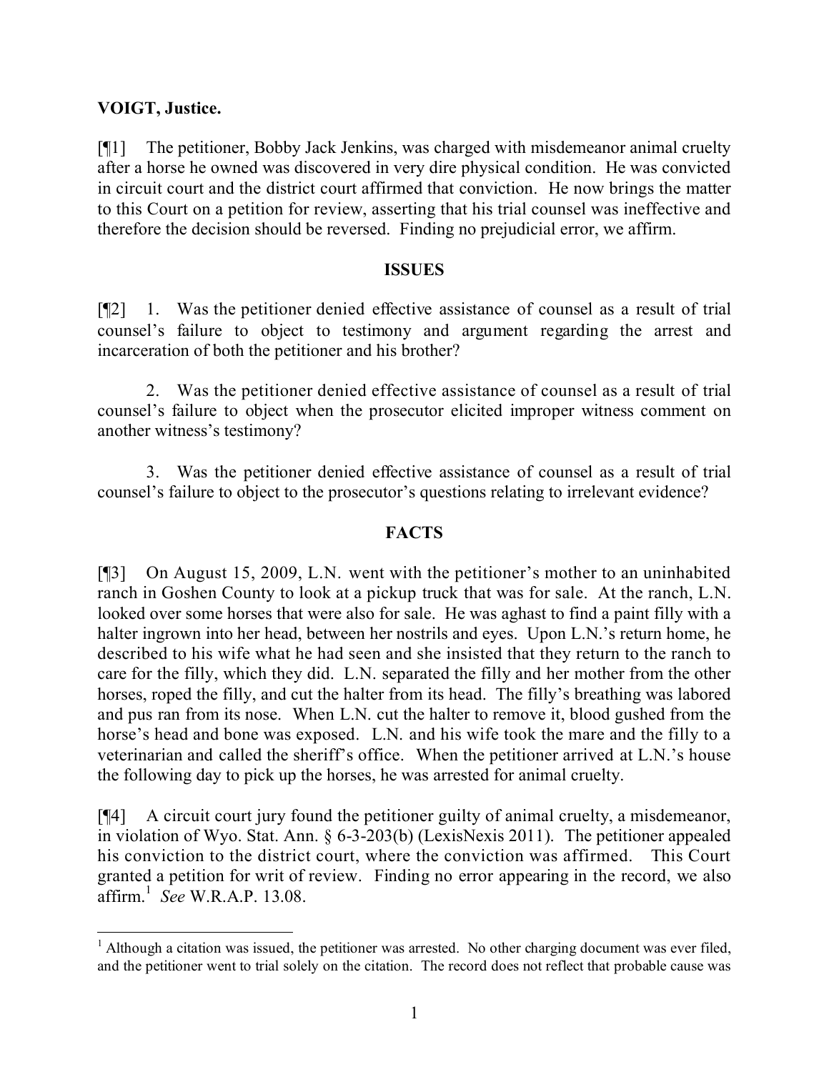**VOIGT, Justice.**

[¶1] The petitioner, Bobby Jack Jenkins, was charged with misdemeanor animal cruelty after a horse he owned was discovered in very dire physical condition. He was convicted in circuit court and the district court affirmed that conviction. He now brings the matter to this Court on a petition for review, asserting that his trial counsel was ineffective and therefore the decision should be reversed. Finding no prejudicial error, we affirm.

## ISSUES

[¶2] 1. Was the petitioner denied effective assistance of counsel as a result of trial counsel's failure to object to testimony and argument regarding the arrest and incarceration of both the petitioner and his brother?

2. Was the petitioner denied effective assistance of counsel as a result of trial counsel's failure to object when the prosecutor elicited improper witness comment on another witness's testimony?

3. Was the petitioner denied effective assistance of counsel as a result of trial counsel's failure to object to the prosecutor's questions relating to irrelevant evidence?

## FACTS

[¶3] On August 15, 2009, L.N. went with the petitioner's mother to an uninhabited ranch in Goshen County to look at a pickup truck that was for sale. At the ranch, L.N. looked over some horses that were also for sale. He was aghast to find a paint filly with a halter ingrown into her head, between her nostrils and eyes. Upon L.N.'s return home, he described to his wife what he had seen and she insisted that they return to the ranch to care for the filly, which they did. L.N. separated the filly and her mother from the other horses, roped the filly, and cut the halter from its head. The filly's breathing was labored and pus ran from its nose. When L.N. cut the halter to remove it, blood gushed from the horse's head and bone was exposed. L.N. and his wife took the mare and the filly to a veterinarian and called the sheriff's office. When the petitioner arrived at L.N.'s house the following day to pick up the horses, he was arrested for animal cruelty.

[¶4] A circuit court jury found the petitioner guilty of animal cruelty, a misdemeanor, in violation of Wyo. Stat. Ann. § 6-3-203(b) (LexisNexis 2011). The petitioner appealed his conviction to the district court, where the conviction was affirmed. This Court granted a petition for writ of review. Finding no error appearing in the record, we also affirm.[1] *See* W.R.A.P. 13.08.

---

[1] Although a citation was issued, the petitioner was arrested. No other charging document was ever filed, and the petitioner went to trial solely on the citation. The record does not reflect that probable cause was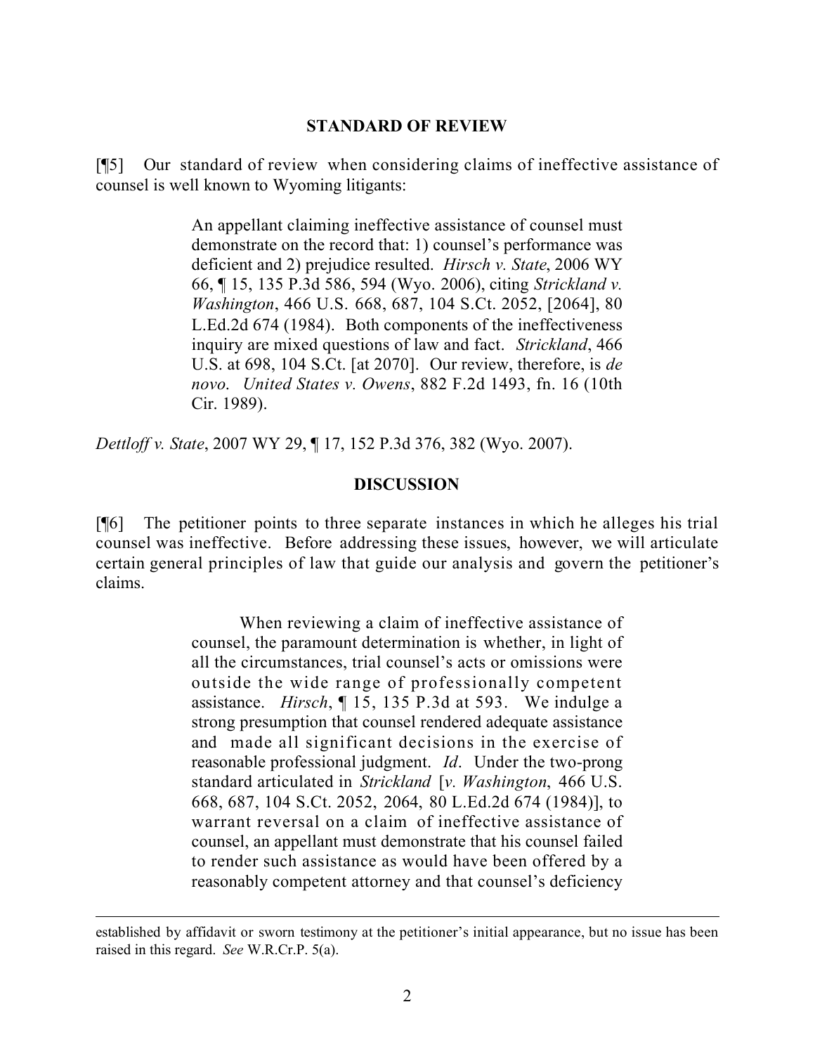## STANDARD OF REVIEW

[¶5] Our standard of review when considering claims of ineffective assistance of counsel is well known to Wyoming litigants:

> An appellant claiming ineffective assistance of counsel must demonstrate on the record that: 1) counsel's performance was deficient and 2) prejudice resulted. *Hirsch v. State*, 2006 WY 66, ¶ 15, 135 P.3d 586, 594 (Wyo. 2006), citing *Strickland v. Washington*, 466 U.S. 668, 687, 104 S.Ct. 2052, [2064], 80 L.Ed.2d 674 (1984). Both components of the ineffectiveness inquiry are mixed questions of law and fact. *Strickland*, 466 U.S. at 698, 104 S.Ct. [at 2070]. Our review, therefore, is *de novo*. *United States v. Owens*, 882 F.2d 1493, fn. 16 (10th Cir. 1989).

*Dettloff v. State*, 2007 WY 29, ¶ 17, 152 P.3d 376, 382 (Wyo. 2007).

## DISCUSSION

[¶6] The petitioner points to three separate instances in which he alleges his trial counsel was ineffective. Before addressing these issues, however, we will articulate certain general principles of law that guide our analysis and govern the petitioner's claims.

> When reviewing a claim of ineffective assistance of counsel, the paramount determination is whether, in light of all the circumstances, trial counsel's acts or omissions were outside the wide range of professionally competent assistance. *Hirsch*, ¶ 15, 135 P.3d at 593. We indulge a strong presumption that counsel rendered adequate assistance and made all significant decisions in the exercise of reasonable professional judgment. *Id*. Under the two-prong standard articulated in *Strickland* [*v. Washington*, 466 U.S. 668, 687, 104 S.Ct. 2052, 2064, 80 L.Ed.2d 674 (1984)], to warrant reversal on a claim of ineffective assistance of counsel, an appellant must demonstrate that his counsel failed to render such assistance as would have been offered by a reasonably competent attorney and that counsel's deficiency

---

established by affidavit or sworn testimony at the petitioner's initial appearance, but no issue has been raised in this regard. *See* W.R.Cr.P. 5(a).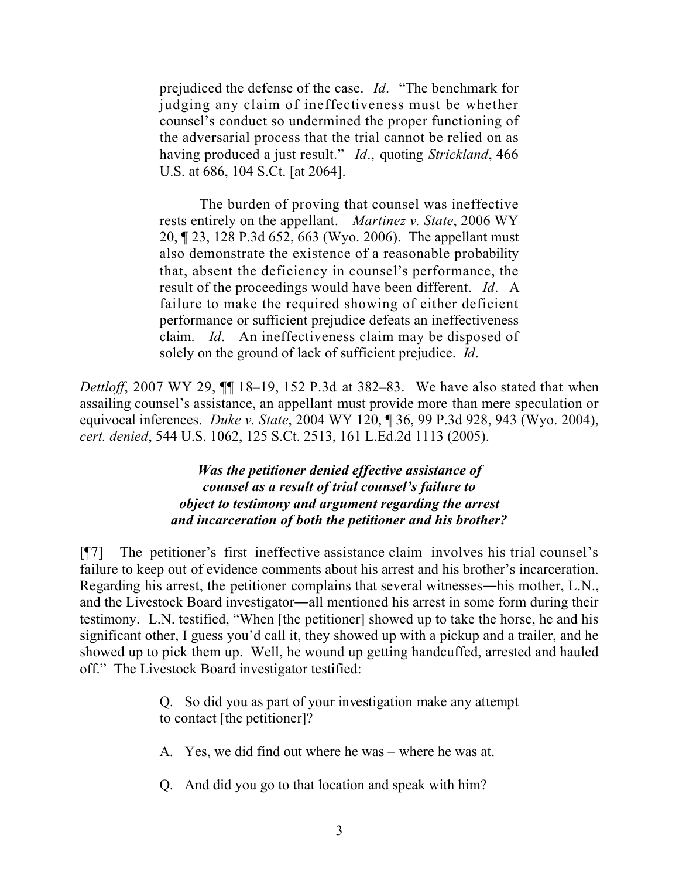> prejudiced the defense of the case. *Id*. "The benchmark for judging any claim of ineffectiveness must be whether counsel's conduct so undermined the proper functioning of the adversarial process that the trial cannot be relied on as having produced a just result." *Id*., quoting *Strickland*, 466 U.S. at 686, 104 S.Ct. [at 2064].
>
> The burden of proving that counsel was ineffective rests entirely on the appellant. *Martinez v. State*, 2006 WY 20, ¶ 23, 128 P.3d 652, 663 (Wyo. 2006). The appellant must also demonstrate the existence of a reasonable probability that, absent the deficiency in counsel's performance, the result of the proceedings would have been different. *Id*. A failure to make the required showing of either deficient performance or sufficient prejudice defeats an ineffectiveness claim. *Id*. An ineffectiveness claim may be disposed of solely on the ground of lack of sufficient prejudice. *Id*.

*Dettloff*, 2007 WY 29, ¶¶ 18–19, 152 P.3d at 382–83. We have also stated that when assailing counsel's assistance, an appellant must provide more than mere speculation or equivocal inferences. *Duke v. State*, 2004 WY 120, ¶ 36, 99 P.3d 928, 943 (Wyo. 2004), *cert. denied*, 544 U.S. 1062, 125 S.Ct. 2513, 161 L.Ed.2d 1113 (2005).

### *Was the petitioner denied effective assistance of counsel as a result of trial counsel's failure to object to testimony and argument regarding the arrest and incarceration of both the petitioner and his brother?*

[¶7] The petitioner's first ineffective assistance claim involves his trial counsel's failure to keep out of evidence comments about his arrest and his brother's incarceration. Regarding his arrest, the petitioner complains that several witnesses—his mother, L.N., and the Livestock Board investigator—all mentioned his arrest in some form during their testimony. L.N. testified, "When [the petitioner] showed up to take the horse, he and his significant other, I guess you'd call it, they showed up with a pickup and a trailer, and he showed up to pick them up. Well, he wound up getting handcuffed, arrested and hauled off." The Livestock Board investigator testified:

> Q. So did you as part of your investigation make any attempt to contact [the petitioner]?
>
> A. Yes, we did find out where he was – where he was at.
>
> Q. And did you go to that location and speak with him?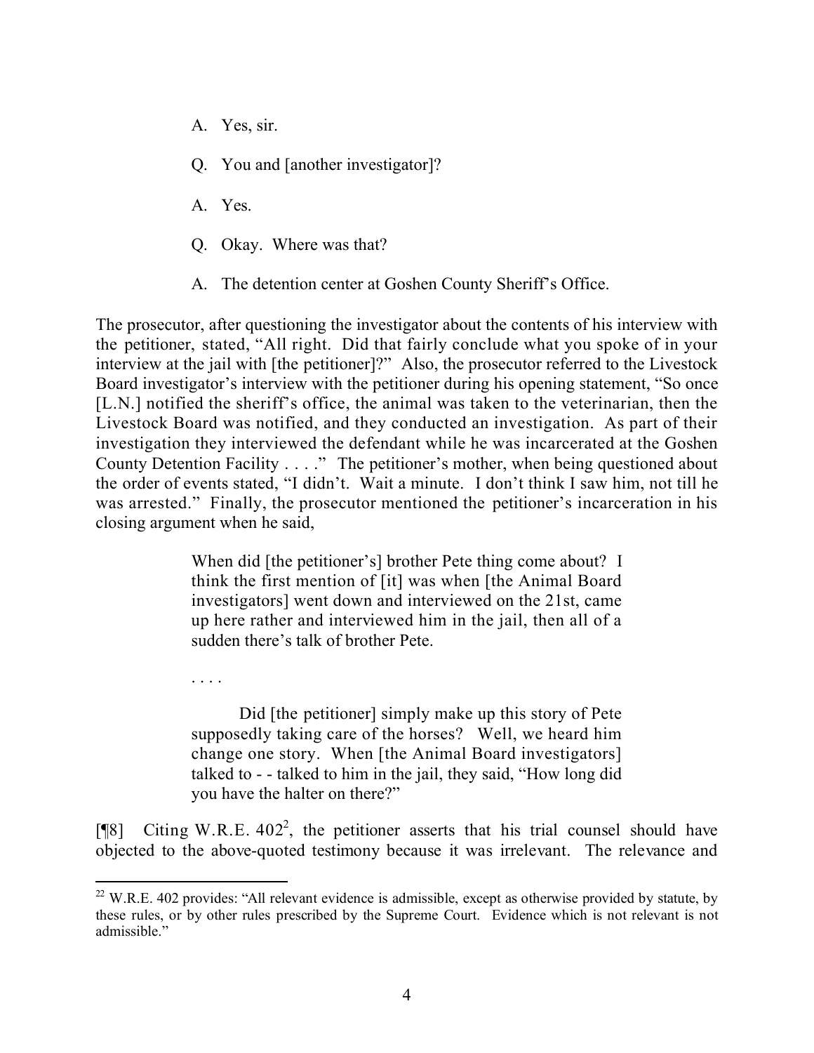A. Yes, sir.

Q. You and [another investigator]?

A. Yes.

Q. Okay. Where was that?

A. The detention center at Goshen County Sheriff's Office.

The prosecutor, after questioning the investigator about the contents of his interview with the petitioner, stated, "All right. Did that fairly conclude what you spoke of in your interview at the jail with [the petitioner]?" Also, the prosecutor referred to the Livestock Board investigator's interview with the petitioner during his opening statement, "So once [L.N.] notified the sheriff's office, the animal was taken to the veterinarian, then the Livestock Board was notified, and they conducted an investigation. As part of their investigation they interviewed the defendant while he was incarcerated at the Goshen County Detention Facility . . . ." The petitioner's mother, when being questioned about the order of events stated, "I didn't. Wait a minute. I don't think I saw him, not till he was arrested." Finally, the prosecutor mentioned the petitioner's incarceration in his closing argument when he said,

> When did [the petitioner's] brother Pete thing come about? I think the first mention of [it] was when [the Animal Board investigators] went down and interviewed on the 21st, came up here rather and interviewed him in the jail, then all of a sudden there's talk of brother Pete.
>
> . . . .
>
> Did [the petitioner] simply make up this story of Pete supposedly taking care of the horses? Well, we heard him change one story. When [the Animal Board investigators] talked to - - talked to him in the jail, they said, "How long did you have the halter on there?"

[¶8] Citing W.R.E. 402[2], the petitioner asserts that his trial counsel should have objected to the above-quoted testimony because it was irrelevant. The relevance and

---

[2] W.R.E. 402 provides: "All relevant evidence is admissible, except as otherwise provided by statute, by these rules, or by other rules prescribed by the Supreme Court. Evidence which is not relevant is not admissible."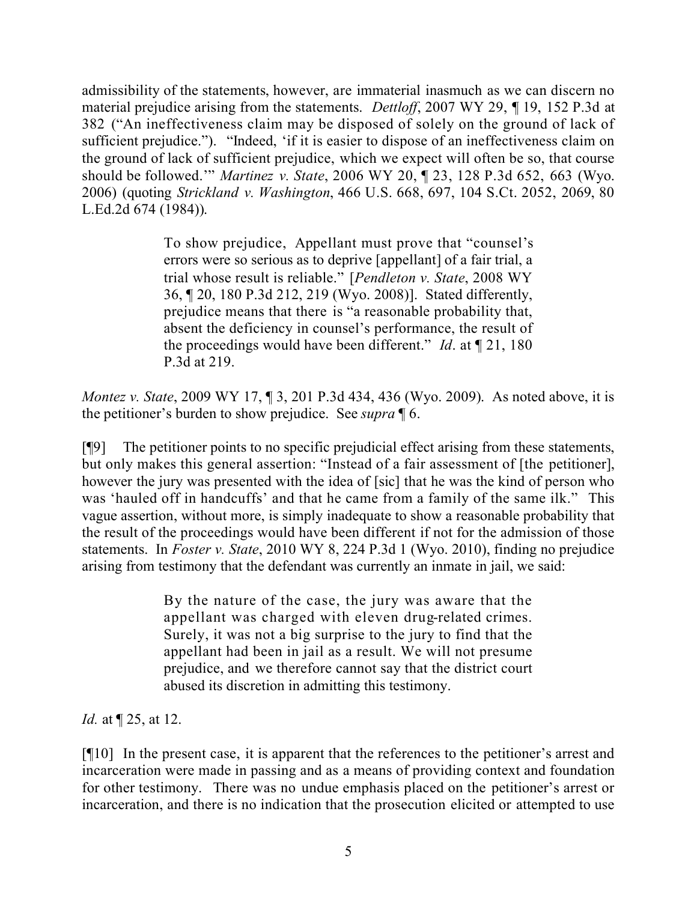admissibility of the statements, however, are immaterial inasmuch as we can discern no material prejudice arising from the statements. *Dettloff*, 2007 WY 29, ¶ 19, 152 P.3d at 382 ("An ineffectiveness claim may be disposed of solely on the ground of lack of sufficient prejudice."). "Indeed, 'if it is easier to dispose of an ineffectiveness claim on the ground of lack of sufficient prejudice, which we expect will often be so, that course should be followed.'" *Martinez v. State*, 2006 WY 20, ¶ 23, 128 P.3d 652, 663 (Wyo. 2006) (quoting *Strickland v. Washington*, 466 U.S. 668, 697, 104 S.Ct. 2052, 2069, 80 L.Ed.2d 674 (1984)).

> To show prejudice, Appellant must prove that "counsel's errors were so serious as to deprive [appellant] of a fair trial, a trial whose result is reliable." [*Pendleton v. State*, 2008 WY 36, ¶ 20, 180 P.3d 212, 219 (Wyo. 2008)]. Stated differently, prejudice means that there is "a reasonable probability that, absent the deficiency in counsel's performance, the result of the proceedings would have been different." *Id*. at ¶ 21, 180 P.3d at 219.

*Montez v. State*, 2009 WY 17, ¶ 3, 201 P.3d 434, 436 (Wyo. 2009). As noted above, it is the petitioner's burden to show prejudice. See *supra* ¶ 6.

[¶9] The petitioner points to no specific prejudicial effect arising from these statements, but only makes this general assertion: "Instead of a fair assessment of [the petitioner], however the jury was presented with the idea of [sic] that he was the kind of person who was 'hauled off in handcuffs' and that he came from a family of the same ilk." This vague assertion, without more, is simply inadequate to show a reasonable probability that the result of the proceedings would have been different if not for the admission of those statements. In *Foster v. State*, 2010 WY 8, 224 P.3d 1 (Wyo. 2010), finding no prejudice arising from testimony that the defendant was currently an inmate in jail, we said:

> By the nature of the case, the jury was aware that the appellant was charged with eleven drug-related crimes. Surely, it was not a big surprise to the jury to find that the appellant had been in jail as a result. We will not presume prejudice, and we therefore cannot say that the district court abused its discretion in admitting this testimony.

*Id.* at ¶ 25, at 12.

[¶10] In the present case, it is apparent that the references to the petitioner's arrest and incarceration were made in passing and as a means of providing context and foundation for other testimony. There was no undue emphasis placed on the petitioner's arrest or incarceration, and there is no indication that the prosecution elicited or attempted to use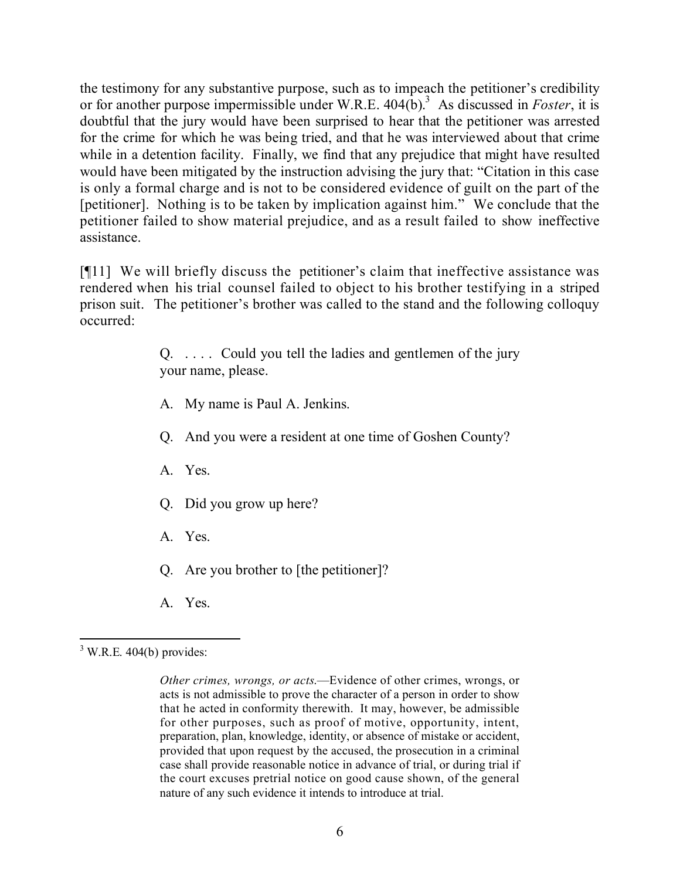the testimony for any substantive purpose, such as to impeach the petitioner's credibility or for another purpose impermissible under W.R.E. 404(b).[3] As discussed in *Foster*, it is doubtful that the jury would have been surprised to hear that the petitioner was arrested for the crime for which he was being tried, and that he was interviewed about that crime while in a detention facility. Finally, we find that any prejudice that might have resulted would have been mitigated by the instruction advising the jury that: "Citation in this case is only a formal charge and is not to be considered evidence of guilt on the part of the [petitioner]. Nothing is to be taken by implication against him." We conclude that the petitioner failed to show material prejudice, and as a result failed to show ineffective assistance.

[¶11] We will briefly discuss the petitioner's claim that ineffective assistance was rendered when his trial counsel failed to object to his brother testifying in a striped prison suit. The petitioner's brother was called to the stand and the following colloquy occurred:

> Q. . . . . Could you tell the ladies and gentlemen of the jury your name, please.
>
> A. My name is Paul A. Jenkins.
>
> Q. And you were a resident at one time of Goshen County?
>
> A. Yes.
>
> Q. Did you grow up here?
>
> A. Yes.
>
> Q. Are you brother to [the petitioner]?
>
> A. Yes.

---

[3] W.R.E. 404(b) provides:

> *Other crimes, wrongs, or acts.*—Evidence of other crimes, wrongs, or acts is not admissible to prove the character of a person in order to show that he acted in conformity therewith. It may, however, be admissible for other purposes, such as proof of motive, opportunity, intent, preparation, plan, knowledge, identity, or absence of mistake or accident, provided that upon request by the accused, the prosecution in a criminal case shall provide reasonable notice in advance of trial, or during trial if the court excuses pretrial notice on good cause shown, of the general nature of any such evidence it intends to introduce at trial.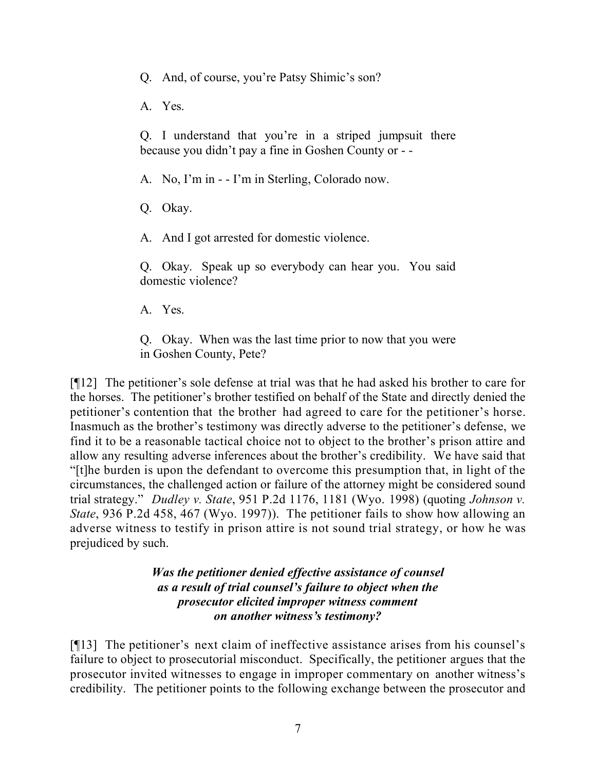Q. And, of course, you're Patsy Shimic's son?

A. Yes.

Q. I understand that you're in a striped jumpsuit there because you didn't pay a fine in Goshen County or - -

A. No, I'm in - - I'm in Sterling, Colorado now.

Q. Okay.

A. And I got arrested for domestic violence.

Q. Okay. Speak up so everybody can hear you. You said domestic violence?

A. Yes.

Q. Okay. When was the last time prior to now that you were in Goshen County, Pete?

[¶12] The petitioner's sole defense at trial was that he had asked his brother to care for the horses. The petitioner's brother testified on behalf of the State and directly denied the petitioner's contention that the brother had agreed to care for the petitioner's horse. Inasmuch as the brother's testimony was directly adverse to the petitioner's defense, we find it to be a reasonable tactical choice not to object to the brother's prison attire and allow any resulting adverse inferences about the brother's credibility. We have said that "[t]he burden is upon the defendant to overcome this presumption that, in light of the circumstances, the challenged action or failure of the attorney might be considered sound trial strategy." *Dudley v. State*, 951 P.2d 1176, 1181 (Wyo. 1998) (quoting *Johnson v. State*, 936 P.2d 458, 467 (Wyo. 1997)). The petitioner fails to show how allowing an adverse witness to testify in prison attire is not sound trial strategy, or how he was prejudiced by such.

***Was the petitioner denied effective assistance of counsel as a result of trial counsel's failure to object when the prosecutor elicited improper witness comment on another witness's testimony?***

[¶13] The petitioner's next claim of ineffective assistance arises from his counsel's failure to object to prosecutorial misconduct. Specifically, the petitioner argues that the prosecutor invited witnesses to engage in improper commentary on another witness's credibility. The petitioner points to the following exchange between the prosecutor and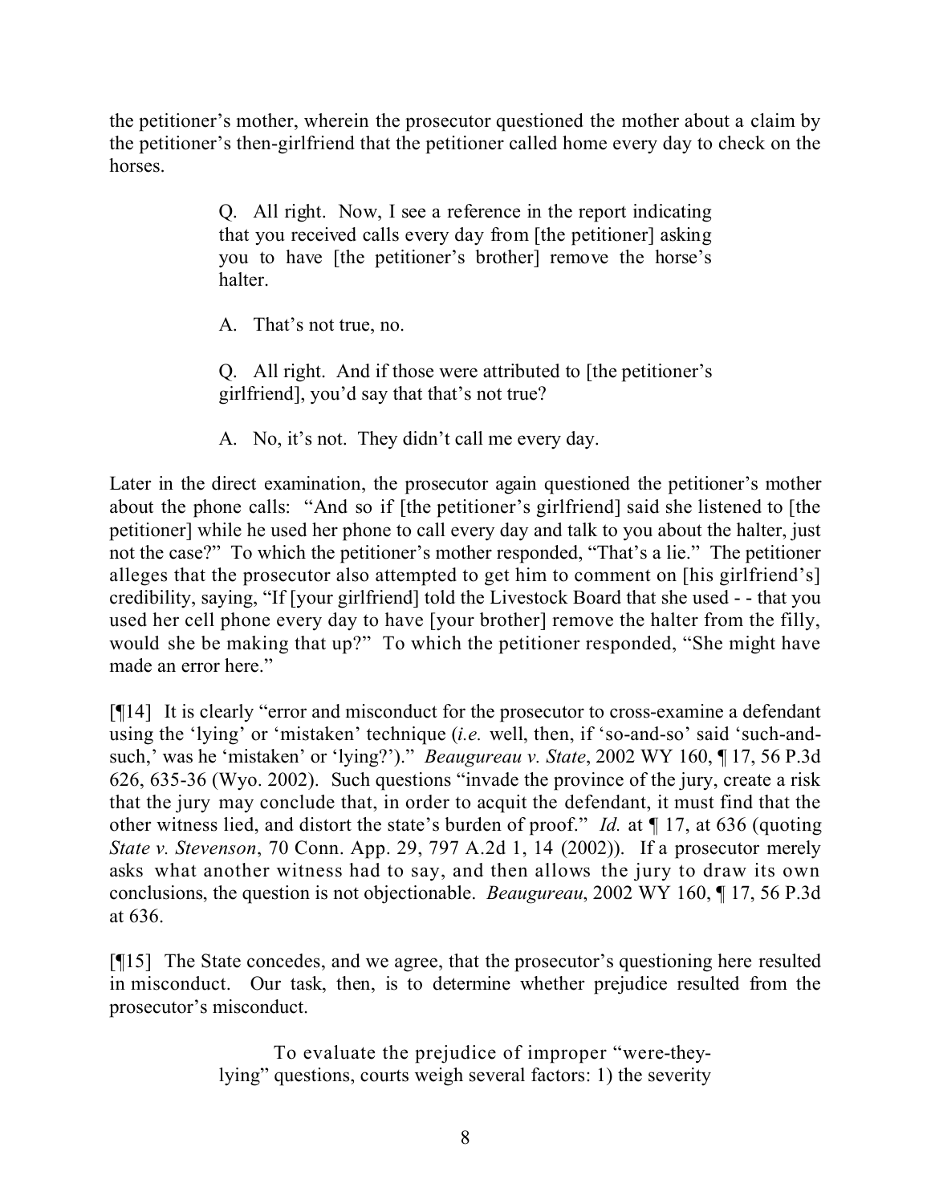the petitioner's mother, wherein the prosecutor questioned the mother about a claim by the petitioner's then-girlfriend that the petitioner called home every day to check on the horses.

> Q. All right. Now, I see a reference in the report indicating that you received calls every day from [the petitioner] asking you to have [the petitioner's brother] remove the horse's halter.
>
> A. That's not true, no.
>
> Q. All right. And if those were attributed to [the petitioner's girlfriend], you'd say that that's not true?
>
> A. No, it's not. They didn't call me every day.

Later in the direct examination, the prosecutor again questioned the petitioner's mother about the phone calls: "And so if [the petitioner's girlfriend] said she listened to [the petitioner] while he used her phone to call every day and talk to you about the halter, just not the case?" To which the petitioner's mother responded, "That's a lie." The petitioner alleges that the prosecutor also attempted to get him to comment on [his girlfriend's] credibility, saying, "If [your girlfriend] told the Livestock Board that she used - - that you used her cell phone every day to have [your brother] remove the halter from the filly, would she be making that up?" To which the petitioner responded, "She might have made an error here."

[¶14] It is clearly "error and misconduct for the prosecutor to cross-examine a defendant using the 'lying' or 'mistaken' technique (*i.e.* well, then, if 'so-and-so' said 'such-and-such,' was he 'mistaken' or 'lying?')." *Beaugureau v. State*, 2002 WY 160, ¶ 17, 56 P.3d 626, 635-36 (Wyo. 2002). Such questions "invade the province of the jury, create a risk that the jury may conclude that, in order to acquit the defendant, it must find that the other witness lied, and distort the state's burden of proof." *Id.* at ¶ 17, at 636 (quoting *State v. Stevenson*, 70 Conn. App. 29, 797 A.2d 1, 14 (2002)). If a prosecutor merely asks what another witness had to say, and then allows the jury to draw its own conclusions, the question is not objectionable. *Beaugureau*, 2002 WY 160, ¶ 17, 56 P.3d at 636.

[¶15] The State concedes, and we agree, that the prosecutor's questioning here resulted in misconduct. Our task, then, is to determine whether prejudice resulted from the prosecutor's misconduct.

> To evaluate the prejudice of improper "were-they-lying" questions, courts weigh several factors: 1) the severity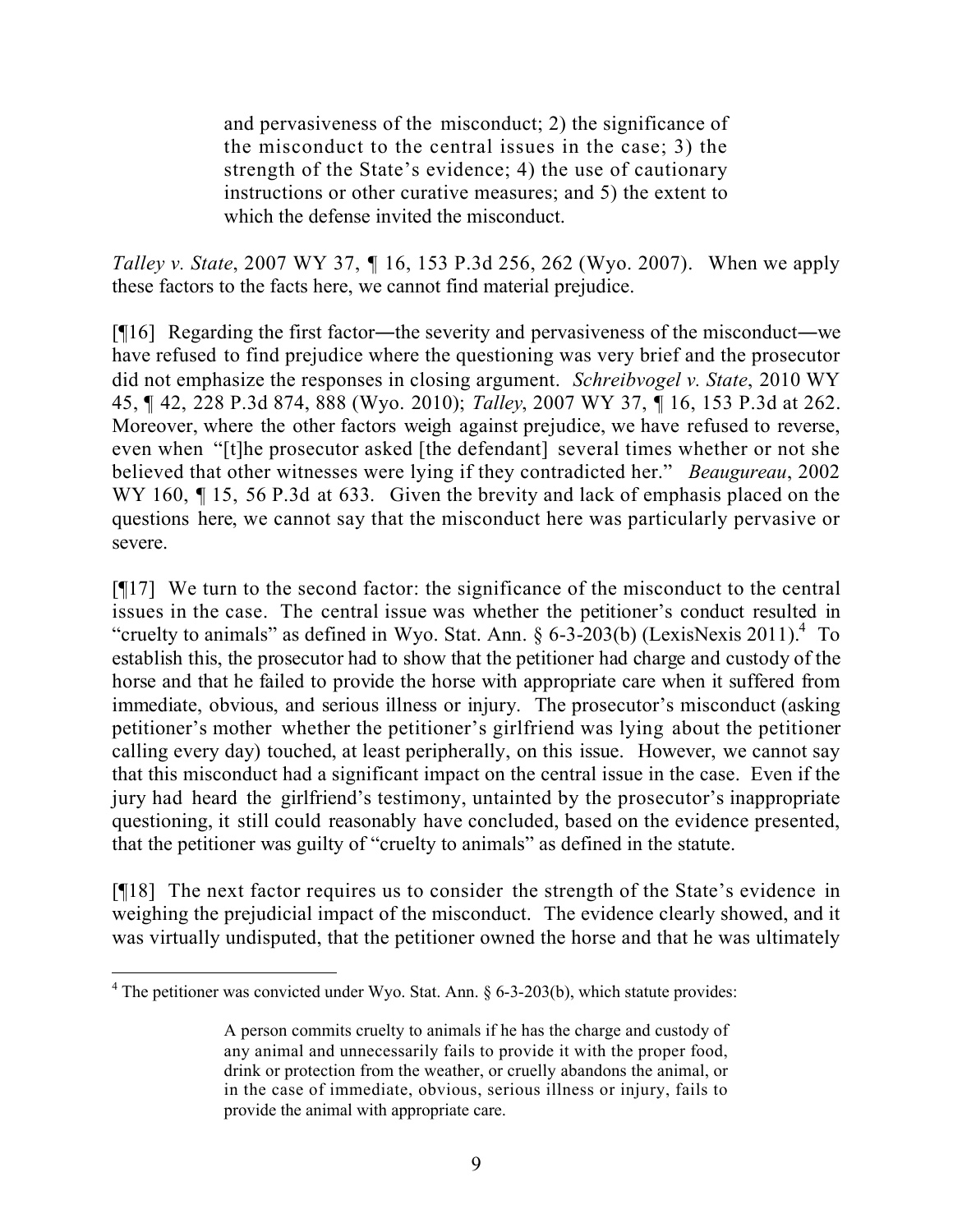> and pervasiveness of the misconduct; 2) the significance of the misconduct to the central issues in the case; 3) the strength of the State's evidence; 4) the use of cautionary instructions or other curative measures; and 5) the extent to which the defense invited the misconduct.

*Talley v. State*, 2007 WY 37, ¶ 16, 153 P.3d 256, 262 (Wyo. 2007). When we apply these factors to the facts here, we cannot find material prejudice.

[¶16] Regarding the first factor―the severity and pervasiveness of the misconduct―we have refused to find prejudice where the questioning was very brief and the prosecutor did not emphasize the responses in closing argument. *Schreibvogel v. State*, 2010 WY 45, ¶ 42, 228 P.3d 874, 888 (Wyo. 2010); *Talley*, 2007 WY 37, ¶ 16, 153 P.3d at 262. Moreover, where the other factors weigh against prejudice, we have refused to reverse, even when "[t]he prosecutor asked [the defendant] several times whether or not she believed that other witnesses were lying if they contradicted her." *Beaugureau*, 2002 WY 160, ¶ 15, 56 P.3d at 633. Given the brevity and lack of emphasis placed on the questions here, we cannot say that the misconduct here was particularly pervasive or severe.

[¶17] We turn to the second factor: the significance of the misconduct to the central issues in the case. The central issue was whether the petitioner's conduct resulted in "cruelty to animals" as defined in Wyo. Stat. Ann. § 6-3-203(b) (LexisNexis 2011).[4] To establish this, the prosecutor had to show that the petitioner had charge and custody of the horse and that he failed to provide the horse with appropriate care when it suffered from immediate, obvious, and serious illness or injury. The prosecutor's misconduct (asking petitioner's mother whether the petitioner's girlfriend was lying about the petitioner calling every day) touched, at least peripherally, on this issue. However, we cannot say that this misconduct had a significant impact on the central issue in the case. Even if the jury had heard the girlfriend's testimony, untainted by the prosecutor's inappropriate questioning, it still could reasonably have concluded, based on the evidence presented, that the petitioner was guilty of "cruelty to animals" as defined in the statute.

[¶18] The next factor requires us to consider the strength of the State's evidence in weighing the prejudicial impact of the misconduct. The evidence clearly showed, and it was virtually undisputed, that the petitioner owned the horse and that he was ultimately

---

[4] The petitioner was convicted under Wyo. Stat. Ann. § 6-3-203(b), which statute provides:

> A person commits cruelty to animals if he has the charge and custody of any animal and unnecessarily fails to provide it with the proper food, drink or protection from the weather, or cruelly abandons the animal, or in the case of immediate, obvious, serious illness or injury, fails to provide the animal with appropriate care.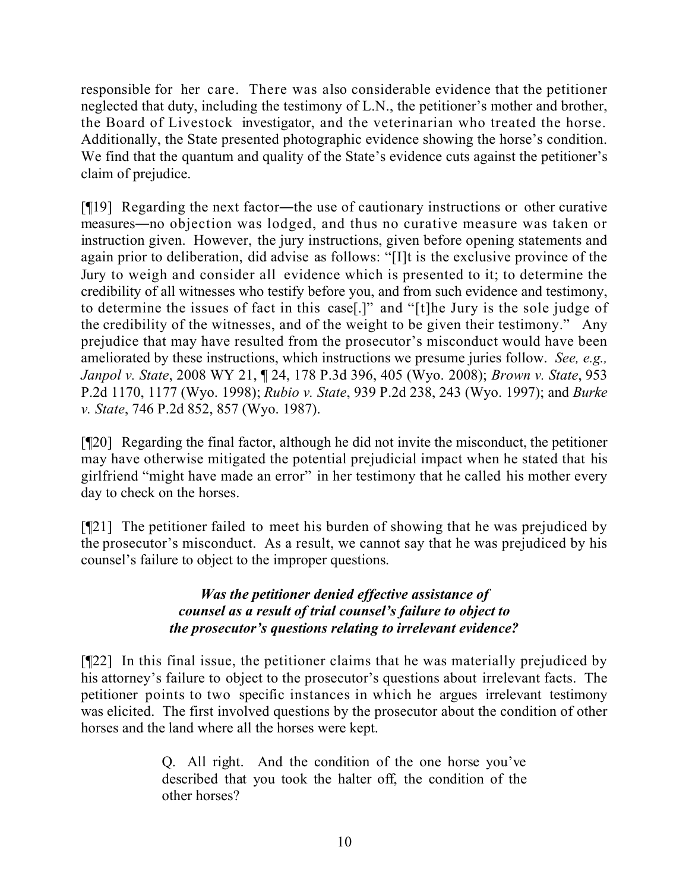responsible for her care. There was also considerable evidence that the petitioner neglected that duty, including the testimony of L.N., the petitioner's mother and brother, the Board of Livestock investigator, and the veterinarian who treated the horse. Additionally, the State presented photographic evidence showing the horse's condition. We find that the quantum and quality of the State's evidence cuts against the petitioner's claim of prejudice.

[¶19] Regarding the next factor—the use of cautionary instructions or other curative measures—no objection was lodged, and thus no curative measure was taken or instruction given. However, the jury instructions, given before opening statements and again prior to deliberation, did advise as follows: "[I]t is the exclusive province of the Jury to weigh and consider all evidence which is presented to it; to determine the credibility of all witnesses who testify before you, and from such evidence and testimony, to determine the issues of fact in this case[.]" and "[t]he Jury is the sole judge of the credibility of the witnesses, and of the weight to be given their testimony." Any prejudice that may have resulted from the prosecutor's misconduct would have been ameliorated by these instructions, which instructions we presume juries follow. *See, e.g., Janpol v. State*, 2008 WY 21, ¶ 24, 178 P.3d 396, 405 (Wyo. 2008); *Brown v. State*, 953 P.2d 1170, 1177 (Wyo. 1998); *Rubio v. State*, 939 P.2d 238, 243 (Wyo. 1997); and *Burke v. State*, 746 P.2d 852, 857 (Wyo. 1987).

[¶20] Regarding the final factor, although he did not invite the misconduct, the petitioner may have otherwise mitigated the potential prejudicial impact when he stated that his girlfriend "might have made an error" in her testimony that he called his mother every day to check on the horses.

[¶21] The petitioner failed to meet his burden of showing that he was prejudiced by the prosecutor's misconduct. As a result, we cannot say that he was prejudiced by his counsel's failure to object to the improper questions.

### *Was the petitioner denied effective assistance of counsel as a result of trial counsel's failure to object to the prosecutor's questions relating to irrelevant evidence?*

[¶22] In this final issue, the petitioner claims that he was materially prejudiced by his attorney's failure to object to the prosecutor's questions about irrelevant facts. The petitioner points to two specific instances in which he argues irrelevant testimony was elicited. The first involved questions by the prosecutor about the condition of other horses and the land where all the horses were kept.

> Q. All right. And the condition of the one horse you've described that you took the halter off, the condition of the other horses?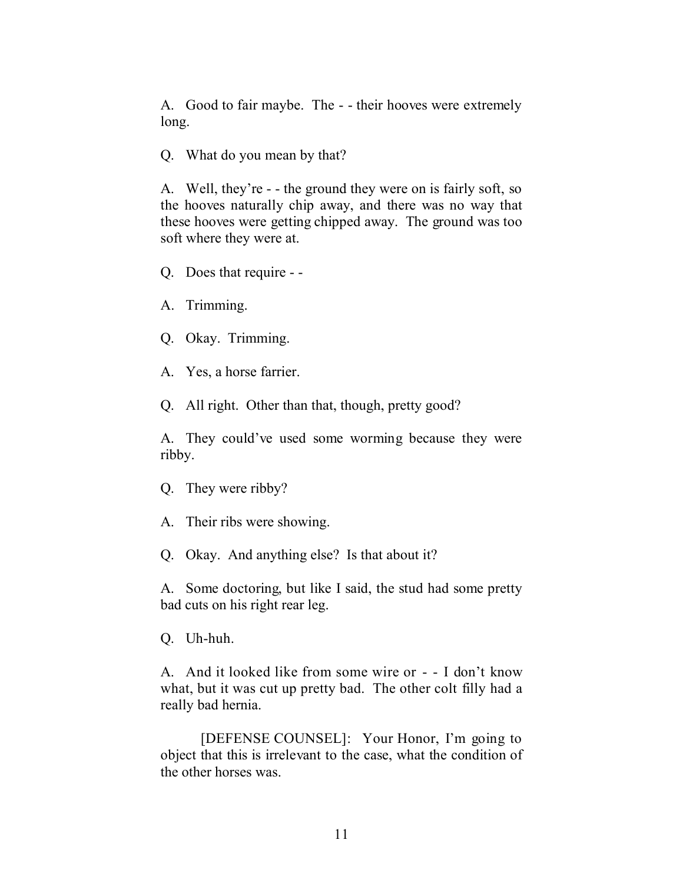A. Good to fair maybe. The - - their hooves were extremely long.

Q. What do you mean by that?

A. Well, they're - - the ground they were on is fairly soft, so the hooves naturally chip away, and there was no way that these hooves were getting chipped away. The ground was too soft where they were at.

Q. Does that require - -

A. Trimming.

Q. Okay. Trimming.

A. Yes, a horse farrier.

Q. All right. Other than that, though, pretty good?

A. They could've used some worming because they were ribby.

Q. They were ribby?

A. Their ribs were showing.

Q. Okay. And anything else? Is that about it?

A. Some doctoring, but like I said, the stud had some pretty bad cuts on his right rear leg.

Q. Uh-huh.

A. And it looked like from some wire or - - I don't know what, but it was cut up pretty bad. The other colt filly had a really bad hernia.

[DEFENSE COUNSEL]: Your Honor, I'm going to object that this is irrelevant to the case, what the condition of the other horses was.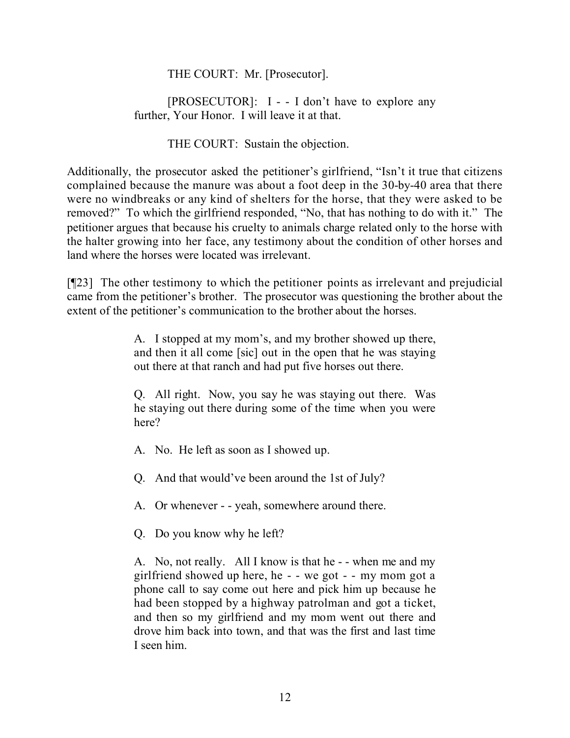> THE COURT: Mr. [Prosecutor].
>
> [PROSECUTOR]: I - - I don't have to explore any further, Your Honor. I will leave it at that.
>
> THE COURT: Sustain the objection.

Additionally, the prosecutor asked the petitioner's girlfriend, "Isn't it true that citizens complained because the manure was about a foot deep in the 30-by-40 area that there were no windbreaks or any kind of shelters for the horse, that they were asked to be removed?" To which the girlfriend responded, "No, that has nothing to do with it." The petitioner argues that because his cruelty to animals charge related only to the horse with the halter growing into her face, any testimony about the condition of other horses and land where the horses were located was irrelevant.

[¶23] The other testimony to which the petitioner points as irrelevant and prejudicial came from the petitioner's brother. The prosecutor was questioning the brother about the extent of the petitioner's communication to the brother about the horses.

> A. I stopped at my mom's, and my brother showed up there, and then it all come [sic] out in the open that he was staying out there at that ranch and had put five horses out there.
>
> Q. All right. Now, you say he was staying out there. Was he staying out there during some of the time when you were here?
>
> A. No. He left as soon as I showed up.
>
> Q. And that would've been around the 1st of July?
>
> A. Or whenever - - yeah, somewhere around there.
>
> Q. Do you know why he left?
>
> A. No, not really. All I know is that he - - when me and my girlfriend showed up here, he - - we got - - my mom got a phone call to say come out here and pick him up because he had been stopped by a highway patrolman and got a ticket, and then so my girlfriend and my mom went out there and drove him back into town, and that was the first and last time I seen him.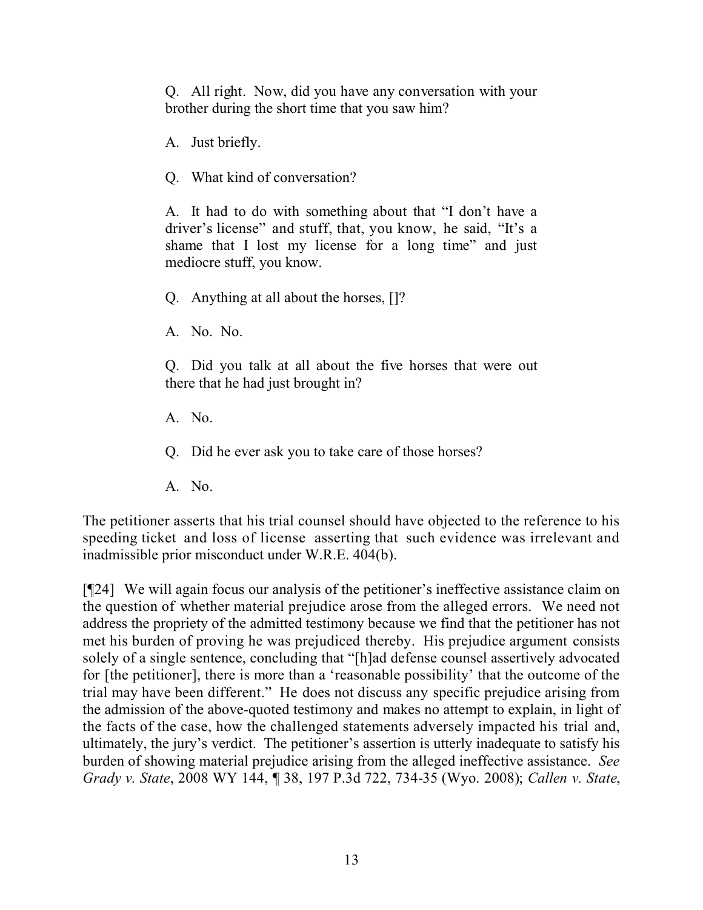> Q. All right. Now, did you have any conversation with your brother during the short time that you saw him?
>
> A. Just briefly.
>
> Q. What kind of conversation?
>
> A. It had to do with something about that "I don't have a driver's license" and stuff, that, you know, he said, "It's a shame that I lost my license for a long time" and just mediocre stuff, you know.
>
> Q. Anything at all about the horses, []?
>
> A. No. No.
>
> Q. Did you talk at all about the five horses that were out there that he had just brought in?
>
> A. No.
>
> Q. Did he ever ask you to take care of those horses?
>
> A. No.

The petitioner asserts that his trial counsel should have objected to the reference to his speeding ticket and loss of license asserting that such evidence was irrelevant and inadmissible prior misconduct under W.R.E. 404(b).

[¶24] We will again focus our analysis of the petitioner's ineffective assistance claim on the question of whether material prejudice arose from the alleged errors. We need not address the propriety of the admitted testimony because we find that the petitioner has not met his burden of proving he was prejudiced thereby. His prejudice argument consists solely of a single sentence, concluding that "[h]ad defense counsel assertively advocated for [the petitioner], there is more than a 'reasonable possibility' that the outcome of the trial may have been different." He does not discuss any specific prejudice arising from the admission of the above-quoted testimony and makes no attempt to explain, in light of the facts of the case, how the challenged statements adversely impacted his trial and, ultimately, the jury's verdict. The petitioner's assertion is utterly inadequate to satisfy his burden of showing material prejudice arising from the alleged ineffective assistance. *See Grady v. State*, 2008 WY 144, ¶ 38, 197 P.3d 722, 734-35 (Wyo. 2008); *Callen v. State*,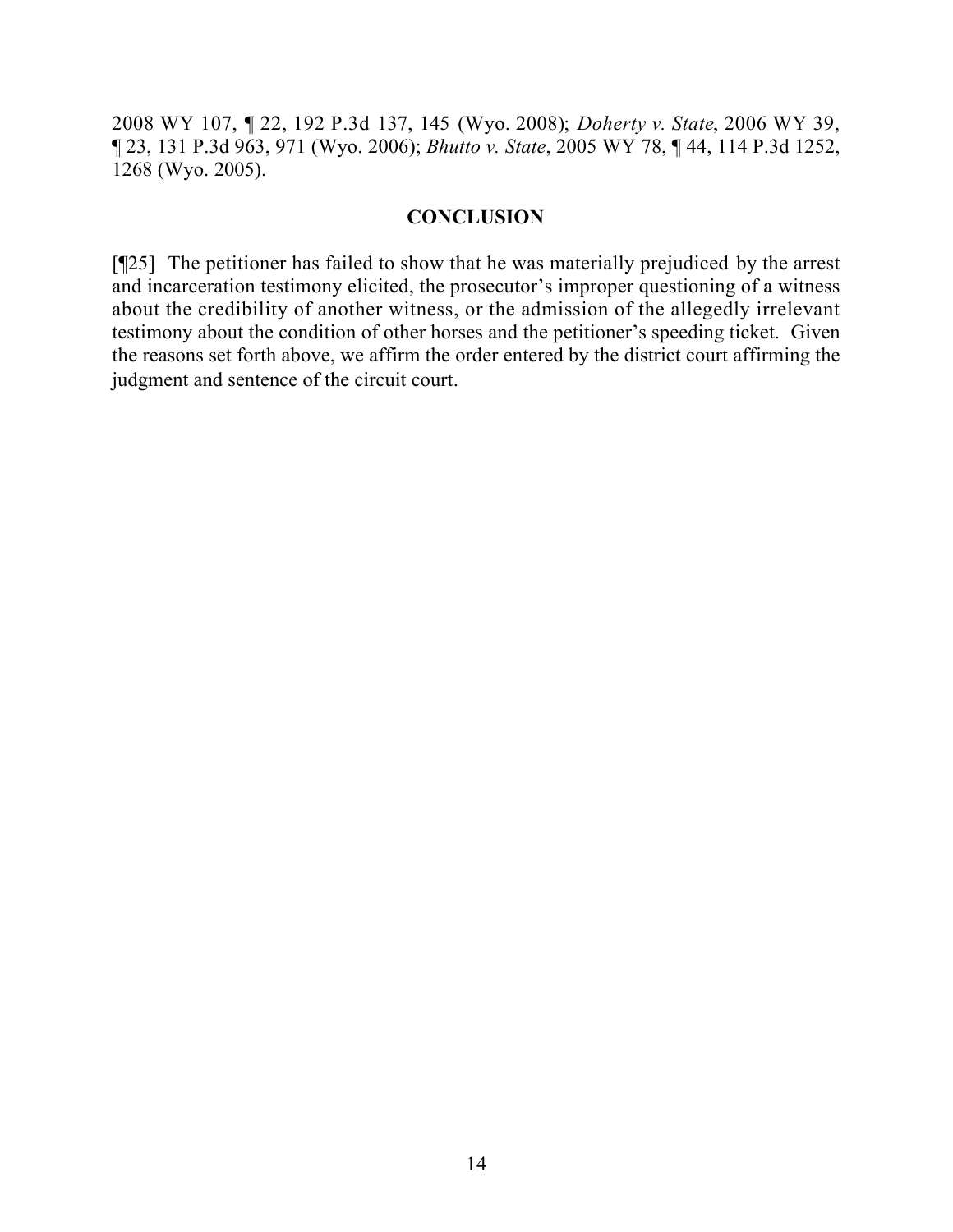2008 WY 107, ¶ 22, 192 P.3d 137, 145 (Wyo. 2008); *Doherty v. State*, 2006 WY 39, ¶ 23, 131 P.3d 963, 971 (Wyo. 2006); *Bhutto v. State*, 2005 WY 78, ¶ 44, 114 P.3d 1252, 1268 (Wyo. 2005).

## CONCLUSION

[¶25] The petitioner has failed to show that he was materially prejudiced by the arrest and incarceration testimony elicited, the prosecutor's improper questioning of a witness about the credibility of another witness, or the admission of the allegedly irrelevant testimony about the condition of other horses and the petitioner's speeding ticket. Given the reasons set forth above, we affirm the order entered by the district court affirming the judgment and sentence of the circuit court.